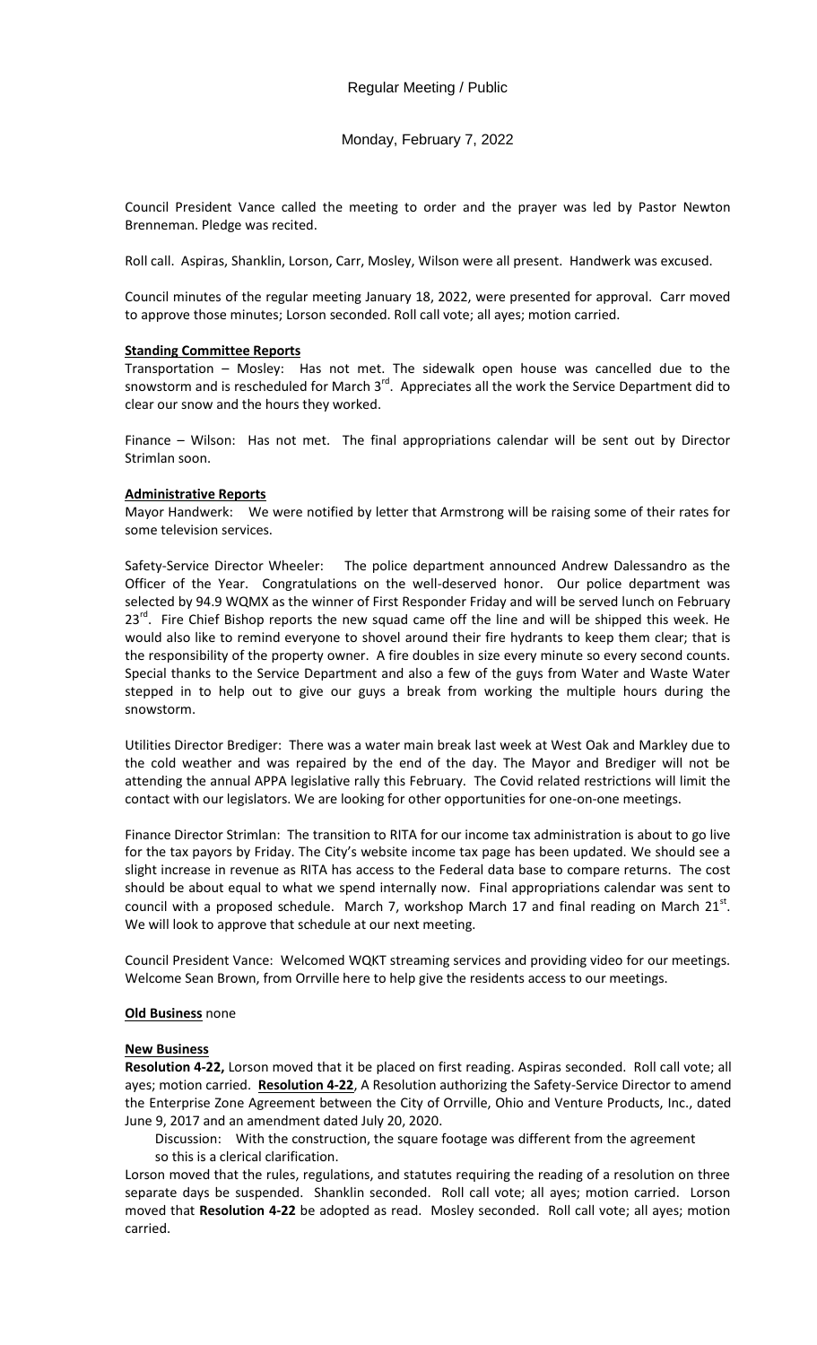Regular Meeting / Public

Monday, February 7, 2022

Council President Vance called the meeting to order and the prayer was led by Pastor Newton Brenneman. Pledge was recited.

Roll call. Aspiras, Shanklin, Lorson, Carr, Mosley, Wilson were all present. Handwerk was excused.

Council minutes of the regular meeting January 18, 2022, were presented for approval. Carr moved to approve those minutes; Lorson seconded. Roll call vote; all ayes; motion carried.

**Standing Committee Reports**

Transportation – Mosley: Has not met. The sidewalk open house was cancelled due to the snowstorm and is rescheduled for March 3rd. Appreciates all the work the Service Department did to clear our snow and the hours they worked.

Finance – Wilson: Has not met. The final appropriations calendar will be sent out by Director Strimlan soon.

**Administrative Reports**

Mayor Handwerk: We were notified by letter that Armstrong will be raising some of their rates for some television services.

Safety-Service Director Wheeler: The police department announced Andrew Dalessandro as the Officer of the Year. Congratulations on the well-deserved honor. Our police department was selected by 94.9 WQMX as the winner of First Responder Friday and will be served lunch on February 23rd. Fire Chief Bishop reports the new squad came off the line and will be shipped this week. He would also like to remind everyone to shovel around their fire hydrants to keep them clear; that is the responsibility of the property owner. A fire doubles in size every minute so every second counts. Special thanks to the Service Department and also a few of the guys from Water and Waste Water stepped in to help out to give our guys a break from working the multiple hours during the snowstorm.

Utilities Director Brediger: There was a water main break last week at West Oak and Markley due to the cold weather and was repaired by the end of the day. The Mayor and Brediger will not be attending the annual APPA legislative rally this February. The Covid related restrictions will limit the contact with our legislators. We are looking for other opportunities for one-on-one meetings.

Finance Director Strimlan: The transition to RITA for our income tax administration is about to go live for the tax payors by Friday. The City's website income tax page has been updated. We should see a slight increase in revenue as RITA has access to the Federal data base to compare returns. The cost should be about equal to what we spend internally now. Final appropriations calendar was sent to council with a proposed schedule. March 7, workshop March 17 and final reading on March 21st. We will look to approve that schedule at our next meeting.

Council President Vance: Welcomed WQKT streaming services and providing video for our meetings. Welcome Sean Brown, from Orrville here to help give the residents access to our meetings.

**Old Business** none

**New Business**

**Resolution 4-22,** Lorson moved that it be placed on first reading. Aspiras seconded. Roll call vote; all ayes; motion carried. **Resolution 4-22**, A Resolution authorizing the Safety-Service Director to amend the Enterprise Zone Agreement between the City of Orrville, Ohio and Venture Products, Inc., dated June 9, 2017 and an amendment dated July 20, 2020.

Discussion: With the construction, the square footage was different from the agreement so this is a clerical clarification.

Lorson moved that the rules, regulations, and statutes requiring the reading of a resolution on three separate days be suspended. Shanklin seconded. Roll call vote; all ayes; motion carried. Lorson moved that **Resolution 4-22** be adopted as read. Mosley seconded. Roll call vote; all ayes; motion carried.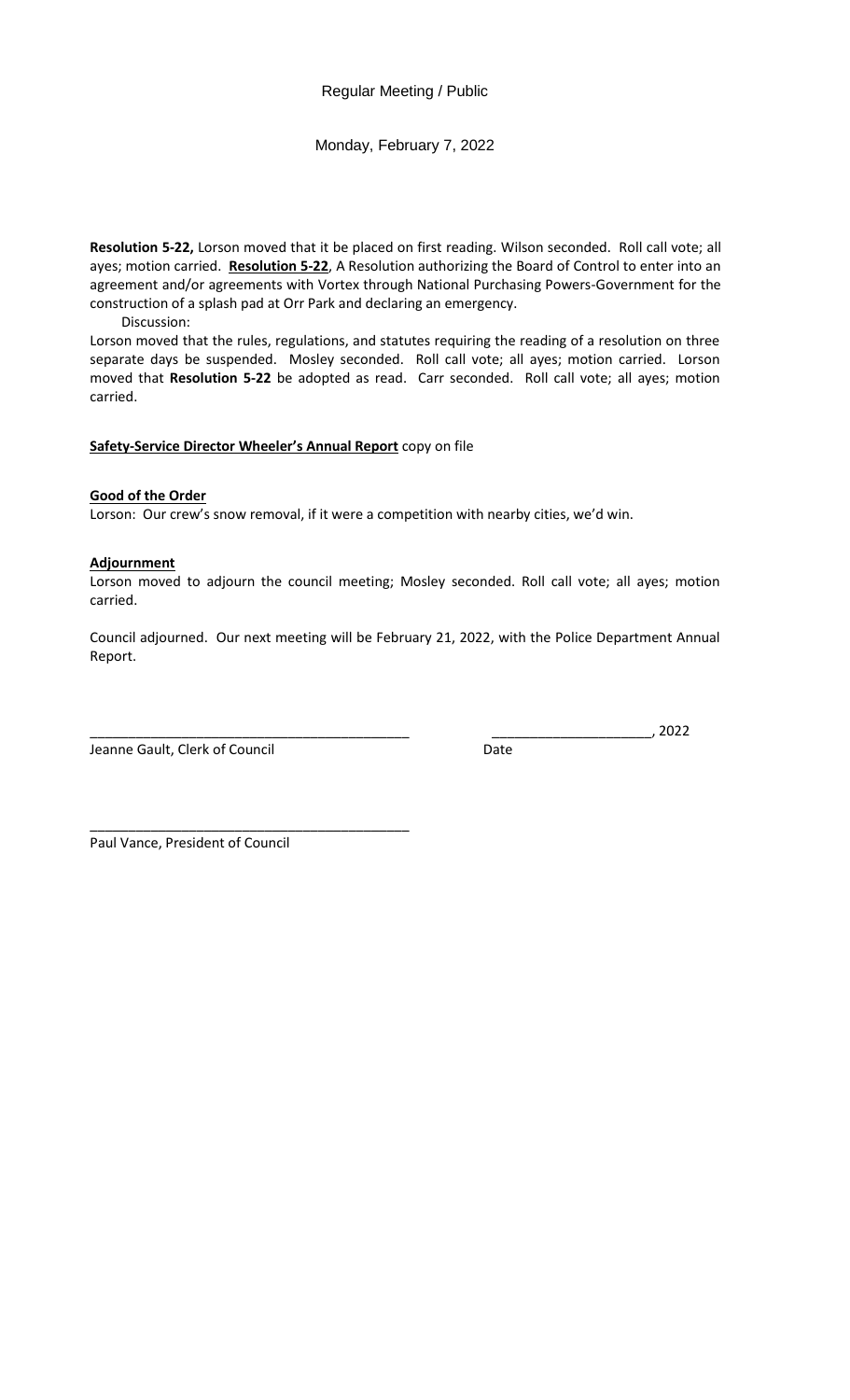Regular Meeting / Public

Monday, February 7, 2022

**Resolution 5-22,** Lorson moved that it be placed on first reading. Wilson seconded. Roll call vote; all ayes; motion carried. **Resolution 5-22**, A Resolution authorizing the Board of Control to enter into an agreement and/or agreements with Vortex through National Purchasing Powers-Government for the construction of a splash pad at Orr Park and declaring an emergency.

Discussion:

Lorson moved that the rules, regulations, and statutes requiring the reading of a resolution on three separate days be suspended. Mosley seconded. Roll call vote; all ayes; motion carried. Lorson moved that **Resolution 5-22** be adopted as read. Carr seconded. Roll call vote; all ayes; motion carried.

**Safety-Service Director Wheeler's Annual Report** copy on file

**Good of the Order**

Lorson: Our crew's snow removal, if it were a competition with nearby cities, we'd win.

**Adjournment**

Lorson moved to adjourn the council meeting; Mosley seconded. Roll call vote; all ayes; motion carried.

Council adjourned. Our next meeting will be February 21, 2022, with the Police Department Annual Report.

___________________________________________ ____________________, 2022

Jeanne Gault, Clerk of Council Date

___________________________________________

Paul Vance, President of Council